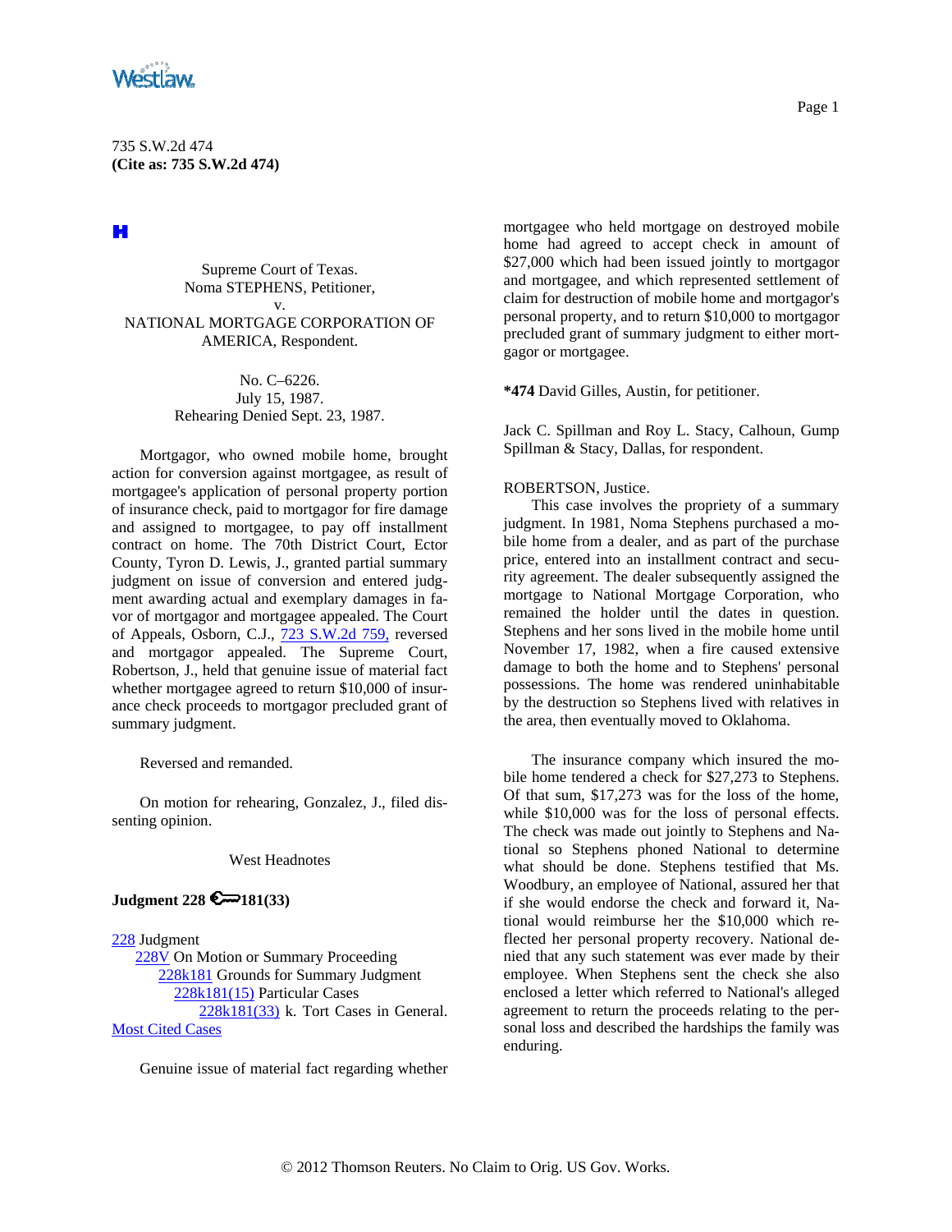735 S.W.2d 474
**(Cite as: 735 S.W.2d 474)**

Supreme Court of Texas.
Noma STEPHENS, Petitioner,
v.
NATIONAL MORTGAGE CORPORATION OF AMERICA, Respondent.

No. C–6226.
July 15, 1987.
Rehearing Denied Sept. 23, 1987.

Mortgagor, who owned mobile home, brought action for conversion against mortgagee, as result of mortgagee's application of personal property portion of insurance check, paid to mortgagor for fire damage and assigned to mortgagee, to pay off installment contract on home. The 70th District Court, Ector County, Tyron D. Lewis, J., granted partial summary judgment on issue of conversion and entered judgment awarding actual and exemplary damages in favor of mortgagor and mortgagee appealed. The Court of Appeals, Osborn, C.J., 723 S.W.2d 759, reversed and mortgagor appealed. The Supreme Court, Robertson, J., held that genuine issue of material fact whether mortgagee agreed to return $10,000 of insurance check proceeds to mortgagor precluded grant of summary judgment.

Reversed and remanded.

On motion for rehearing, Gonzalez, J., filed dissenting opinion.

West Headnotes

**Judgment 228 181(33)**

228 Judgment
228V On Motion or Summary Proceeding
228k181 Grounds for Summary Judgment
228k181(15) Particular Cases
228k181(33) k. Tort Cases in General.
Most Cited Cases

Genuine issue of material fact regarding whether mortgagee who held mortgage on destroyed mobile home had agreed to accept check in amount of $27,000 which had been issued jointly to mortgagor and mortgagee, and which represented settlement of claim for destruction of mobile home and mortgagor's personal property, and to return $10,000 to mortgagor precluded grant of summary judgment to either mortgagor or mortgagee.

**\*474** David Gilles, Austin, for petitioner.

Jack C. Spillman and Roy L. Stacy, Calhoun, Gump Spillman & Stacy, Dallas, for respondent.

ROBERTSON, Justice.

This case involves the propriety of a summary judgment. In 1981, Noma Stephens purchased a mobile home from a dealer, and as part of the purchase price, entered into an installment contract and security agreement. The dealer subsequently assigned the mortgage to National Mortgage Corporation, who remained the holder until the dates in question. Stephens and her sons lived in the mobile home until November 17, 1982, when a fire caused extensive damage to both the home and to Stephens' personal possessions. The home was rendered uninhabitable by the destruction so Stephens lived with relatives in the area, then eventually moved to Oklahoma.

The insurance company which insured the mobile home tendered a check for $27,273 to Stephens. Of that sum, $17,273 was for the loss of the home, while $10,000 was for the loss of personal effects. The check was made out jointly to Stephens and National so Stephens phoned National to determine what should be done. Stephens testified that Ms. Woodbury, an employee of National, assured her that if she would endorse the check and forward it, National would reimburse her the $10,000 which reflected her personal property recovery. National denied that any such statement was ever made by their employee. When Stephens sent the check she also enclosed a letter which referred to National's alleged agreement to return the proceeds relating to the personal loss and described the hardships the family was enduring.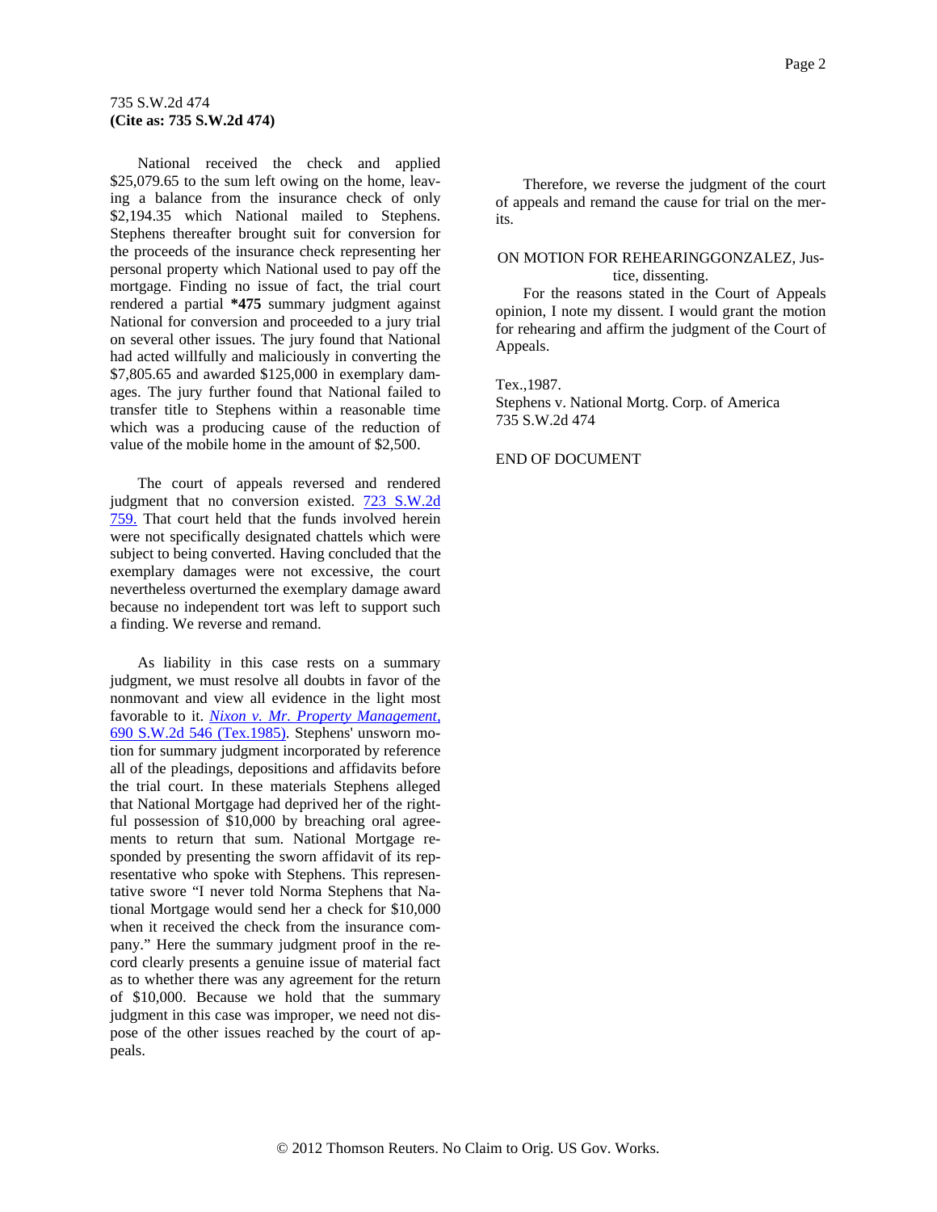National received the check and applied $25,079.65 to the sum left owing on the home, leaving a balance from the insurance check of only $2,194.35 which National mailed to Stephens. Stephens thereafter brought suit for conversion for the proceeds of the insurance check representing her personal property which National used to pay off the mortgage. Finding no issue of fact, the trial court rendered a partial **\*475** summary judgment against National for conversion and proceeded to a jury trial on several other issues. The jury found that National had acted willfully and maliciously in converting the $7,805.65 and awarded $125,000 in exemplary damages. The jury further found that National failed to transfer title to Stephens within a reasonable time which was a producing cause of the reduction of value of the mobile home in the amount of $2,500.

The court of appeals reversed and rendered judgment that no conversion existed. 723 S.W.2d 759. That court held that the funds involved herein were not specifically designated chattels which were subject to being converted. Having concluded that the exemplary damages were not excessive, the court nevertheless overturned the exemplary damage award because no independent tort was left to support such a finding. We reverse and remand.

As liability in this case rests on a summary judgment, we must resolve all doubts in favor of the nonmovant and view all evidence in the light most favorable to it. *Nixon v. Mr. Property Management,* 690 S.W.2d 546 (Tex.1985). Stephens' unsworn motion for summary judgment incorporated by reference all of the pleadings, depositions and affidavits before the trial court. In these materials Stephens alleged that National Mortgage had deprived her of the rightful possession of $10,000 by breaching oral agreements to return that sum. National Mortgage responded by presenting the sworn affidavit of its representative who spoke with Stephens. This representative swore "I never told Norma Stephens that National Mortgage would send her a check for $10,000 when it received the check from the insurance company." Here the summary judgment proof in the record clearly presents a genuine issue of material fact as to whether there was any agreement for the return of $10,000. Because we hold that the summary judgment in this case was improper, we need not dispose of the other issues reached by the court of appeals.

Therefore, we reverse the judgment of the court of appeals and remand the cause for trial on the merits.

ON MOTION FOR REHEARINGGONZALEZ, Justice, dissenting.

For the reasons stated in the Court of Appeals opinion, I note my dissent. I would grant the motion for rehearing and affirm the judgment of the Court of Appeals.

Tex.,1987.
Stephens v. National Mortg. Corp. of America
735 S.W.2d 474

END OF DOCUMENT